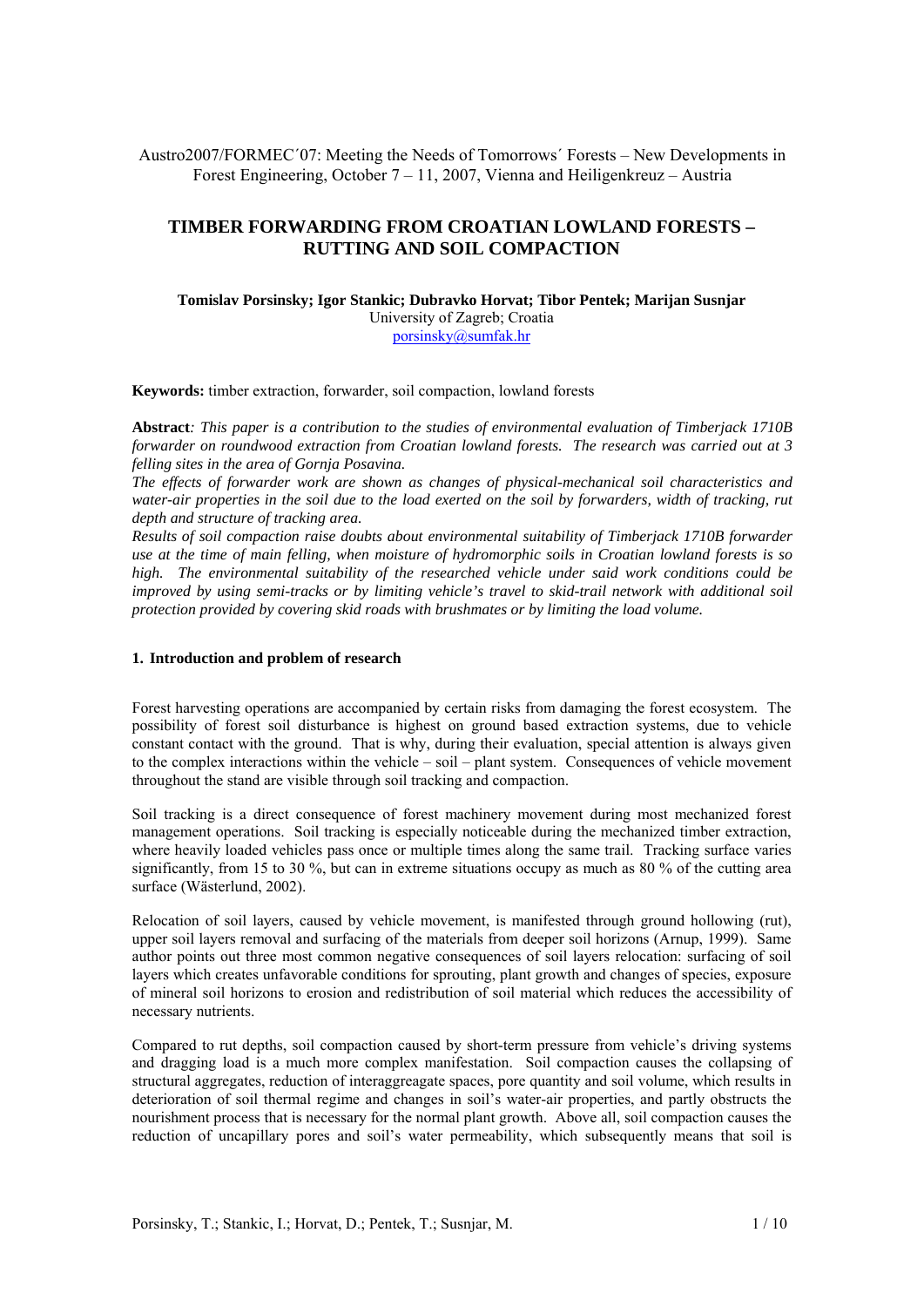Austro2007/FORMEC´07: Meeting the Needs of Tomorrows´ Forests – New Developments in Forest Engineering, October 7 – 11, 2007, Vienna and Heiligenkreuz – Austria

# TIMBER FORWARDING FROM CROATIAN LOWLAND FORESTS – RUTTING AND SOIL COMPACTION

**Tomislav Porsinsky; Igor Stankic; Dubravko Horvat; Tibor Pentek; Marijan Susnjar**
University of Zagreb; Croatia
porsinsky@sumfak.hr

**Keywords:** timber extraction, forwarder, soil compaction, lowland forests

**Abstract***: This paper is a contribution to the studies of environmental evaluation of Timberjack 1710B forwarder on roundwood extraction from Croatian lowland forests. The research was carried out at 3 felling sites in the area of Gornja Posavina.*

*The effects of forwarder work are shown as changes of physical-mechanical soil characteristics and water-air properties in the soil due to the load exerted on the soil by forwarders, width of tracking, rut depth and structure of tracking area.*

*Results of soil compaction raise doubts about environmental suitability of Timberjack 1710B forwarder use at the time of main felling, when moisture of hydromorphic soils in Croatian lowland forests is so high. The environmental suitability of the researched vehicle under said work conditions could be improved by using semi-tracks or by limiting vehicle's travel to skid-trail network with additional soil protection provided by covering skid roads with brushmates or by limiting the load volume.*

## 1. Introduction and problem of research

Forest harvesting operations are accompanied by certain risks from damaging the forest ecosystem. The possibility of forest soil disturbance is highest on ground based extraction systems, due to vehicle constant contact with the ground. That is why, during their evaluation, special attention is always given to the complex interactions within the vehicle – soil – plant system. Consequences of vehicle movement throughout the stand are visible through soil tracking and compaction.

Soil tracking is a direct consequence of forest machinery movement during most mechanized forest management operations. Soil tracking is especially noticeable during the mechanized timber extraction, where heavily loaded vehicles pass once or multiple times along the same trail. Tracking surface varies significantly, from 15 to 30 %, but can in extreme situations occupy as much as 80 % of the cutting area surface (Wästerlund, 2002).

Relocation of soil layers, caused by vehicle movement, is manifested through ground hollowing (rut), upper soil layers removal and surfacing of the materials from deeper soil horizons (Arnup, 1999). Same author points out three most common negative consequences of soil layers relocation: surfacing of soil layers which creates unfavorable conditions for sprouting, plant growth and changes of species, exposure of mineral soil horizons to erosion and redistribution of soil material which reduces the accessibility of necessary nutrients.

Compared to rut depths, soil compaction caused by short-term pressure from vehicle's driving systems and dragging load is a much more complex manifestation. Soil compaction causes the collapsing of structural aggregates, reduction of interaggreagate spaces, pore quantity and soil volume, which results in deterioration of soil thermal regime and changes in soil's water-air properties, and partly obstructs the nourishment process that is necessary for the normal plant growth. Above all, soil compaction causes the reduction of uncapillary pores and soil's water permeability, which subsequently means that soil is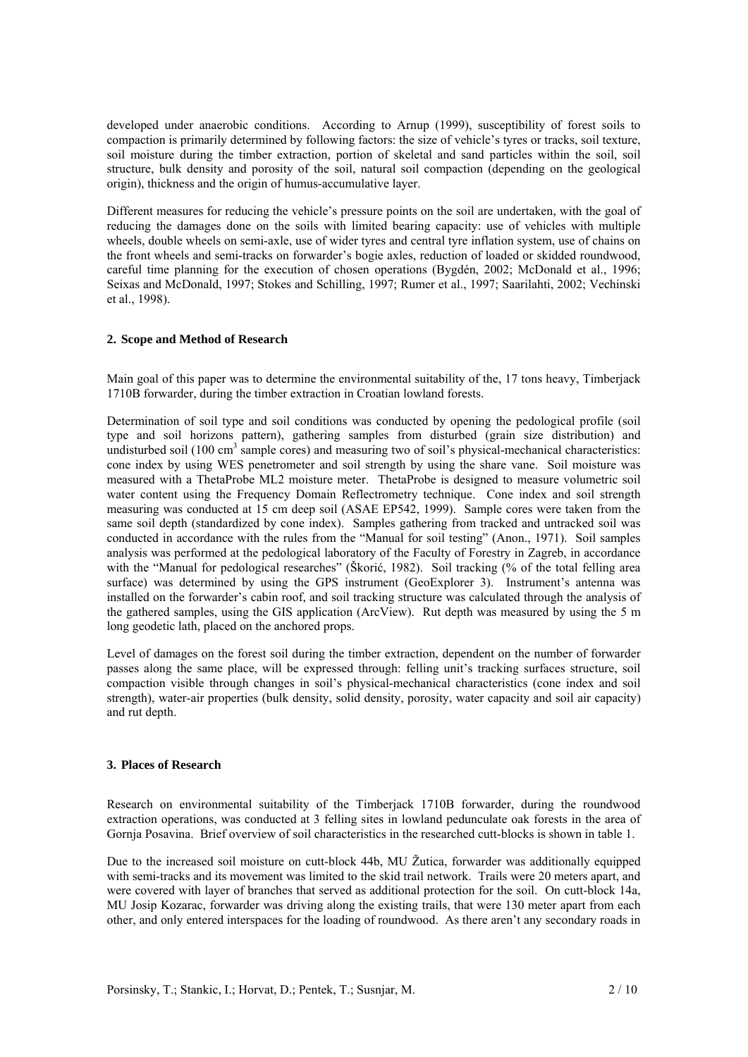developed under anaerobic conditions. According to Arnup (1999), susceptibility of forest soils to compaction is primarily determined by following factors: the size of vehicle's tyres or tracks, soil texture, soil moisture during the timber extraction, portion of skeletal and sand particles within the soil, soil structure, bulk density and porosity of the soil, natural soil compaction (depending on the geological origin), thickness and the origin of humus-accumulative layer.

Different measures for reducing the vehicle's pressure points on the soil are undertaken, with the goal of reducing the damages done on the soils with limited bearing capacity: use of vehicles with multiple wheels, double wheels on semi-axle, use of wider tyres and central tyre inflation system, use of chains on the front wheels and semi-tracks on forwarder's bogie axles, reduction of loaded or skidded roundwood, careful time planning for the execution of chosen operations (Bygdén, 2002; McDonald et al., 1996; Seixas and McDonald, 1997; Stokes and Schilling, 1997; Rumer et al., 1997; Saarilahti, 2002; Vechinski et al., 1998).

## 2. Scope and Method of Research

Main goal of this paper was to determine the environmental suitability of the, 17 tons heavy, Timberjack 1710B forwarder, during the timber extraction in Croatian lowland forests.

Determination of soil type and soil conditions was conducted by opening the pedological profile (soil type and soil horizons pattern), gathering samples from disturbed (grain size distribution) and undisturbed soil (100 $cm^3$ sample cores) and measuring two of soil's physical-mechanical characteristics: cone index by using WES penetrometer and soil strength by using the share vane. Soil moisture was measured with a ThetaProbe ML2 moisture meter. ThetaProbe is designed to measure volumetric soil water content using the Frequency Domain Reflectrometry technique. Cone index and soil strength measuring was conducted at 15 cm deep soil (ASAE EP542, 1999). Sample cores were taken from the same soil depth (standardized by cone index). Samples gathering from tracked and untracked soil was conducted in accordance with the rules from the "Manual for soil testing" (Anon., 1971). Soil samples analysis was performed at the pedological laboratory of the Faculty of Forestry in Zagreb, in accordance with the "Manual for pedological researches" (Škorić, 1982). Soil tracking (% of the total felling area surface) was determined by using the GPS instrument (GeoExplorer 3). Instrument's antenna was installed on the forwarder's cabin roof, and soil tracking structure was calculated through the analysis of the gathered samples, using the GIS application (ArcView). Rut depth was measured by using the 5 m long geodetic lath, placed on the anchored props.

Level of damages on the forest soil during the timber extraction, dependent on the number of forwarder passes along the same place, will be expressed through: felling unit's tracking surfaces structure, soil compaction visible through changes in soil's physical-mechanical characteristics (cone index and soil strength), water-air properties (bulk density, solid density, porosity, water capacity and soil air capacity) and rut depth.

## 3. Places of Research

Research on environmental suitability of the Timberjack 1710B forwarder, during the roundwood extraction operations, was conducted at 3 felling sites in lowland pedunculate oak forests in the area of Gornja Posavina. Brief overview of soil characteristics in the researched cutt-blocks is shown in table 1.

Due to the increased soil moisture on cutt-block 44b, MU Žutica, forwarder was additionally equipped with semi-tracks and its movement was limited to the skid trail network. Trails were 20 meters apart, and were covered with layer of branches that served as additional protection for the soil. On cutt-block 14a, MU Josip Kozarac, forwarder was driving along the existing trails, that were 130 meter apart from each other, and only entered interspaces for the loading of roundwood. As there aren't any secondary roads in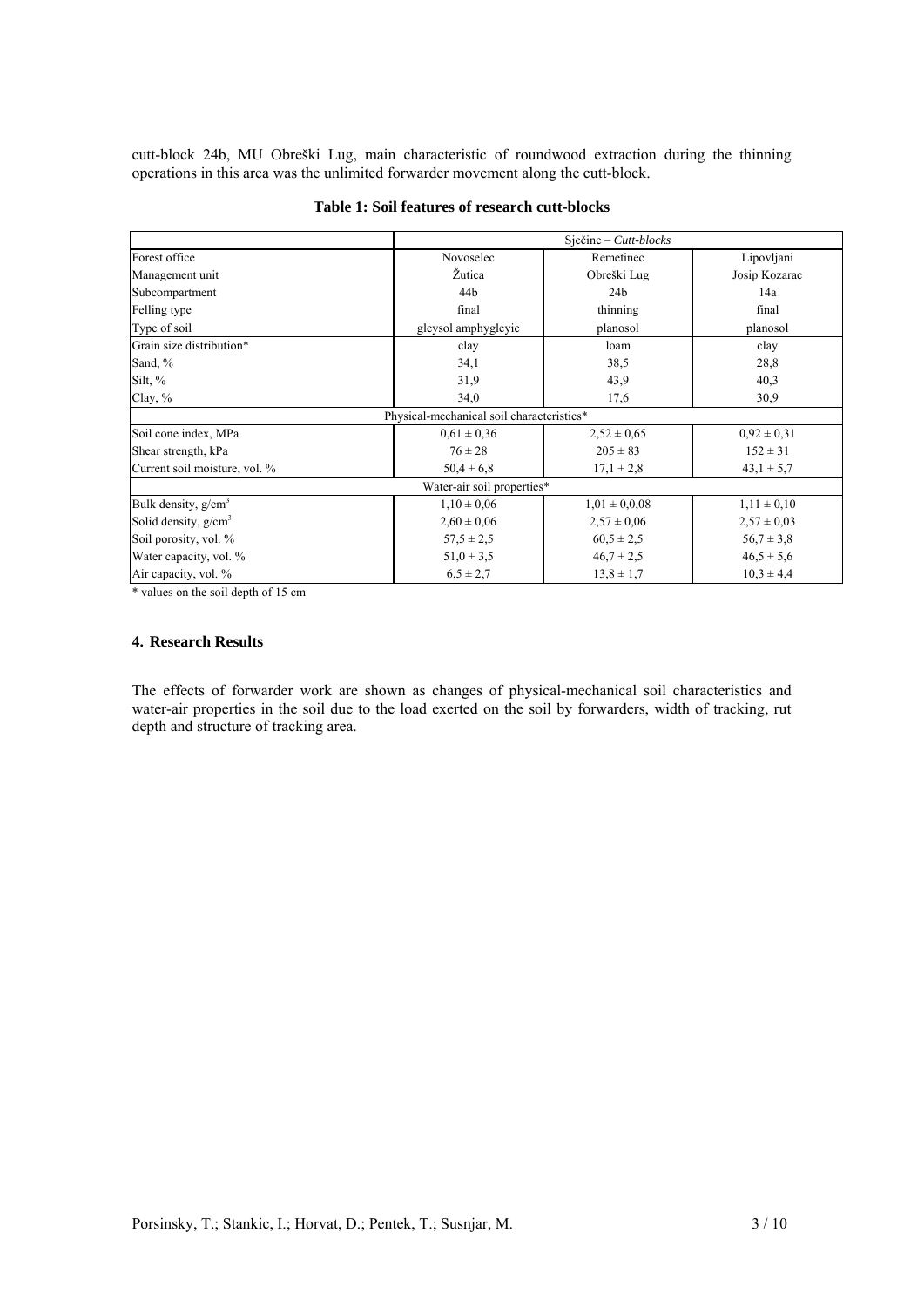cutt-block 24b, MU Obreški Lug, main characteristic of roundwood extraction during the thinning operations in this area was the unlimited forwarder movement along the cutt-block.

**Table 1: Soil features of research cutt-blocks**

| | Sječine – *Cutt-blocks* | | |
|---|---|---|---|
| Forest office | Novoselec | Remetinec | Lipovljani |
| Management unit | Žutica | Obreški Lug | Josip Kozarac |
| Subcompartment | 44b | 24b | 14a |
| Felling type | final | thinning | final |
| Type of soil | gleysol amphygleyic | planosol | planosol |
| Grain size distribution* | clay | loam | clay |
| Sand, % | 34,1 | 38,5 | 28,8 |
| Silt, % | 31,9 | 43,9 | 40,3 |
| Clay, % | 34,0 | 17,6 | 30,9 |
| Physical-mechanical soil characteristics* | | | |
| Soil cone index, MPa | 0,61 ± 0,36 | 2,52 ± 0,65 | 0,92 ± 0,31 |
| Shear strength, kPa | 76 ± 28 | 205 ± 83 | 152 ± 31 |
| Current soil moisture, vol. % | 50,4 ± 6,8 | 17,1 ± 2,8 | 43,1 ± 5,7 |
| Water-air soil properties* | | | |
| Bulk density, $g/cm^3$ | 1,10 ± 0,06 | 1,01 ± 0,0,08 | 1,11 ± 0,10 |
| Solid density, $g/cm^3$ | 2,60 ± 0,06 | 2,57 ± 0,06 | 2,57 ± 0,03 |
| Soil porosity, vol. % | 57,5 ± 2,5 | 60,5 ± 2,5 | 56,7 ± 3,8 |
| Water capacity, vol. % | 51,0 ± 3,5 | 46,7 ± 2,5 | 46,5 ± 5,6 |
| Air capacity, vol. % | 6,5 ± 2,7 | 13,8 ± 1,7 | 10,3 ± 4,4 |

\* values on the soil depth of 15 cm

## 4. Research Results

The effects of forwarder work are shown as changes of physical-mechanical soil characteristics and water-air properties in the soil due to the load exerted on the soil by forwarders, width of tracking, rut depth and structure of tracking area.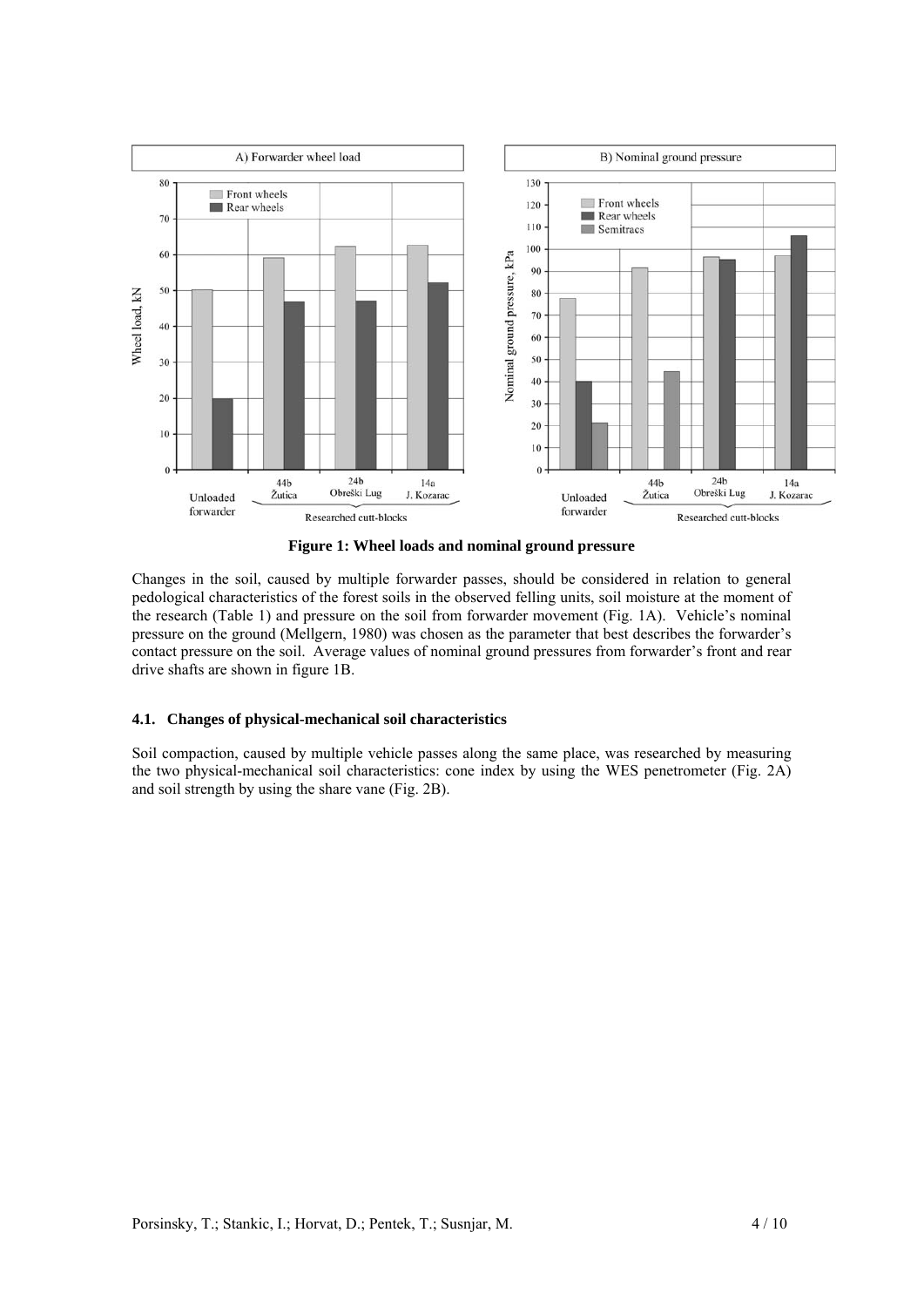**Figure 1: Wheel loads and nominal ground pressure**

Changes in the soil, caused by multiple forwarder passes, should be considered in relation to general pedological characteristics of the forest soils in the observed felling units, soil moisture at the moment of the research (Table 1) and pressure on the soil from forwarder movement (Fig. 1A). Vehicle's nominal pressure on the ground (Mellgern, 1980) was chosen as the parameter that best describes the forwarder's contact pressure on the soil. Average values of nominal ground pressures from forwarder's front and rear drive shafts are shown in figure 1B.

### 4.1. Changes of physical-mechanical soil characteristics

Soil compaction, caused by multiple vehicle passes along the same place, was researched by measuring the two physical-mechanical soil characteristics: cone index by using the WES penetrometer (Fig. 2A) and soil strength by using the share vane (Fig. 2B).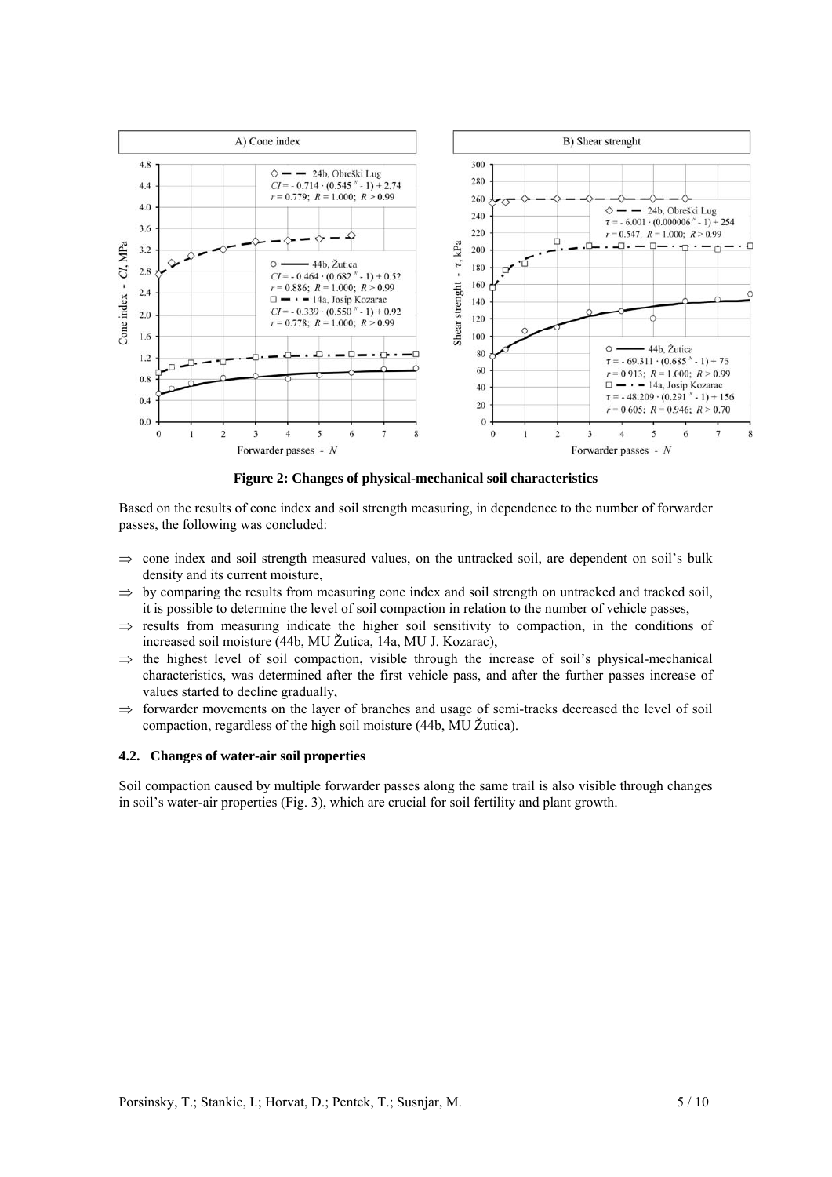**Figure 2: Changes of physical-mechanical soil characteristics**

Based on the results of cone index and soil strength measuring, in dependence to the number of forwarder passes, the following was concluded:

- ⇒ cone index and soil strength measured values, on the untracked soil, are dependent on soil's bulk density and its current moisture,
- ⇒ by comparing the results from measuring cone index and soil strength on untracked and tracked soil, it is possible to determine the level of soil compaction in relation to the number of vehicle passes,
- ⇒ results from measuring indicate the higher soil sensitivity to compaction, in the conditions of increased soil moisture (44b, MU Žutica, 14a, MU J. Kozarac),
- ⇒ the highest level of soil compaction, visible through the increase of soil's physical-mechanical characteristics, was determined after the first vehicle pass, and after the further passes increase of values started to decline gradually,
- ⇒ forwarder movements on the layer of branches and usage of semi-tracks decreased the level of soil compaction, regardless of the high soil moisture (44b, MU Žutica).

### 4.2. Changes of water-air soil properties

Soil compaction caused by multiple forwarder passes along the same trail is also visible through changes in soil's water-air properties (Fig. 3), which are crucial for soil fertility and plant growth.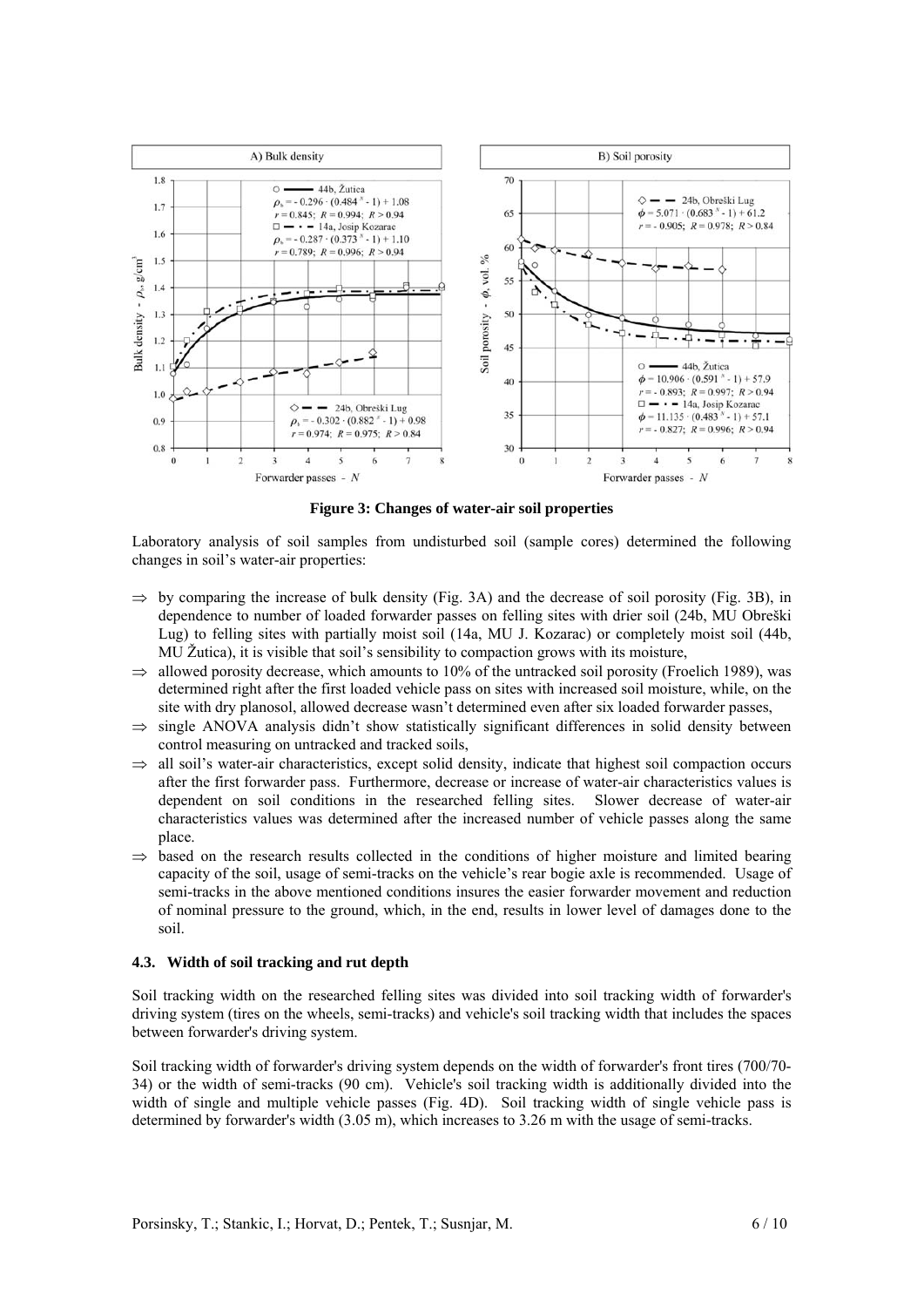**Figure 3: Changes of water-air soil properties**

Laboratory analysis of soil samples from undisturbed soil (sample cores) determined the following changes in soil's water-air properties:

- ⇒ by comparing the increase of bulk density (Fig. 3A) and the decrease of soil porosity (Fig. 3B), in dependence to number of loaded forwarder passes on felling sites with drier soil (24b, MU Obreški Lug) to felling sites with partially moist soil (14a, MU J. Kozarac) or completely moist soil (44b, MU Žutica), it is visible that soil's sensibility to compaction grows with its moisture,
- ⇒ allowed porosity decrease, which amounts to 10% of the untracked soil porosity (Froelich 1989), was determined right after the first loaded vehicle pass on sites with increased soil moisture, while, on the site with dry planosol, allowed decrease wasn't determined even after six loaded forwarder passes,
- ⇒ single ANOVA analysis didn't show statistically significant differences in solid density between control measuring on untracked and tracked soils,
- ⇒ all soil's water-air characteristics, except solid density, indicate that highest soil compaction occurs after the first forwarder pass. Furthermore, decrease or increase of water-air characteristics values is dependent on soil conditions in the researched felling sites. Slower decrease of water-air characteristics values was determined after the increased number of vehicle passes along the same place.
- ⇒ based on the research results collected in the conditions of higher moisture and limited bearing capacity of the soil, usage of semi-tracks on the vehicle's rear bogie axle is recommended. Usage of semi-tracks in the above mentioned conditions insures the easier forwarder movement and reduction of nominal pressure to the ground, which, in the end, results in lower level of damages done to the soil.

### 4.3. Width of soil tracking and rut depth

Soil tracking width on the researched felling sites was divided into soil tracking width of forwarder's driving system (tires on the wheels, semi-tracks) and vehicle's soil tracking width that includes the spaces between forwarder's driving system.

Soil tracking width of forwarder's driving system depends on the width of forwarder's front tires (700/70-34) or the width of semi-tracks (90 cm). Vehicle's soil tracking width is additionally divided into the width of single and multiple vehicle passes (Fig. 4D). Soil tracking width of single vehicle pass is determined by forwarder's width (3.05 m), which increases to 3.26 m with the usage of semi-tracks.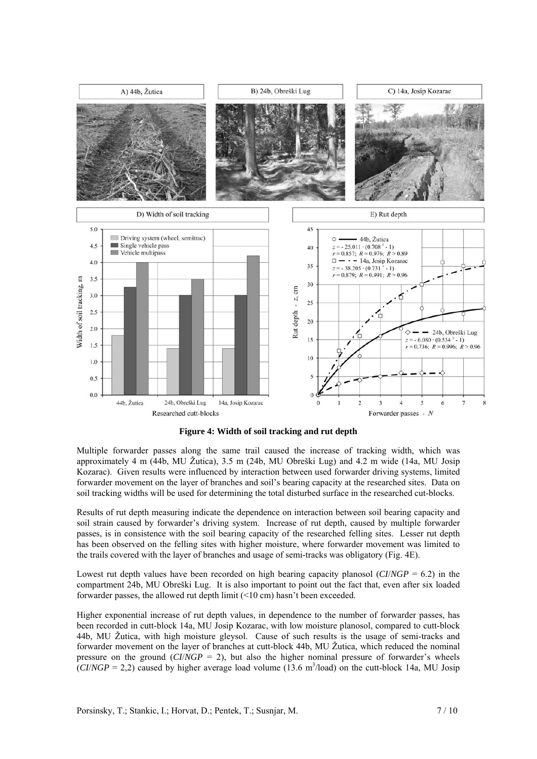**Figure 4: Width of soil tracking and rut depth**

Multiple forwarder passes along the same trail caused the increase of tracking width, which was approximately 4 m (44b, MU Žutica), 3.5 m (24b, MU Obreški Lug) and 4.2 m wide (14a, MU Josip Kozarac). Given results were influenced by interaction between used forwarder driving systems, limited forwarder movement on the layer of branches and soil's bearing capacity at the researched sites. Data on soil tracking widths will be used for determining the total disturbed surface in the researched cut-blocks.

Results of rut depth measuring indicate the dependence on interaction between soil bearing capacity and soil strain caused by forwarder's driving system. Increase of rut depth, caused by multiple forwarder passes, is in consistence with the soil bearing capacity of the researched felling sites. Lesser rut depth has been observed on the felling sites with higher moisture, where forwarder movement was limited to the trails covered with the layer of branches and usage of semi-tracks was obligatory (Fig. 4E).

Lowest rut depth values have been recorded on high bearing capacity planosol ($CI/NGP = 6.2$) in the compartment 24b, MU Obreški Lug. It is also important to point out the fact that, even after six loaded forwarder passes, the allowed rut depth limit (<10 cm) hasn't been exceeded.

Higher exponential increase of rut depth values, in dependence to the number of forwarder passes, has been recorded in cutt-block 14a, MU Josip Kozarac, with low moisture planosol, compared to cutt-block 44b, MU Žutica, with high moisture gleysol. Cause of such results is the usage of semi-tracks and forwarder movement on the layer of branches at cutt-block 44b, MU Žutica, which reduced the nominal pressure on the ground ($CI/NGP = 2$), but also the higher nominal pressure of forwarder's wheels ($CI/NGP = 2{,}2$) caused by higher average load volume (13.6 $m^3$/load) on the cutt-block 14a, MU Josip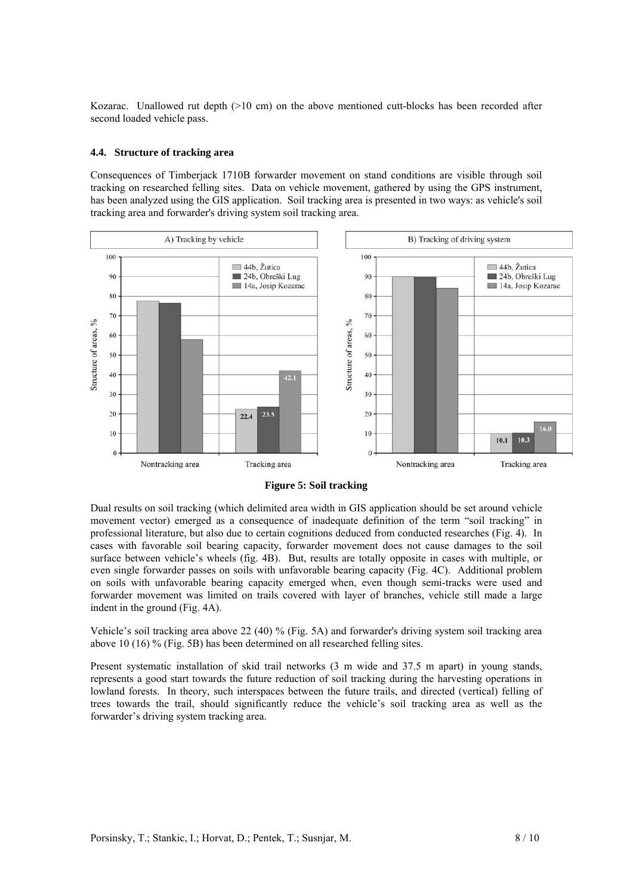Kozarac. Unallowed rut depth (>10 cm) on the above mentioned cutt-blocks has been recorded after second loaded vehicle pass.

### 4.4. Structure of tracking area

Consequences of Timberjack 1710B forwarder movement on stand conditions are visible through soil tracking on researched felling sites. Data on vehicle movement, gathered by using the GPS instrument, has been analyzed using the GIS application. Soil tracking area is presented in two ways: as vehicle's soil tracking area and forwarder's driving system soil tracking area.

**Figure 5: Soil tracking**

Dual results on soil tracking (which delimited area width in GIS application should be set around vehicle movement vector) emerged as a consequence of inadequate definition of the term "soil tracking" in professional literature, but also due to certain cognitions deduced from conducted researches (Fig. 4). In cases with favorable soil bearing capacity, forwarder movement does not cause damages to the soil surface between vehicle's wheels (fig. 4B). But, results are totally opposite in cases with multiple, or even single forwarder passes on soils with unfavorable bearing capacity (Fig. 4C). Additional problem on soils with unfavorable bearing capacity emerged when, even though semi-tracks were used and forwarder movement was limited on trails covered with layer of branches, vehicle still made a large indent in the ground (Fig. 4A).

Vehicle's soil tracking area above 22 (40) % (Fig. 5A) and forwarder's driving system soil tracking area above 10 (16) % (Fig. 5B) has been determined on all researched felling sites.

Present systematic installation of skid trail networks (3 m wide and 37.5 m apart) in young stands, represents a good start towards the future reduction of soil tracking during the harvesting operations in lowland forests. In theory, such interspaces between the future trails, and directed (vertical) felling of trees towards the trail, should significantly reduce the vehicle's soil tracking area as well as the forwarder's driving system tracking area.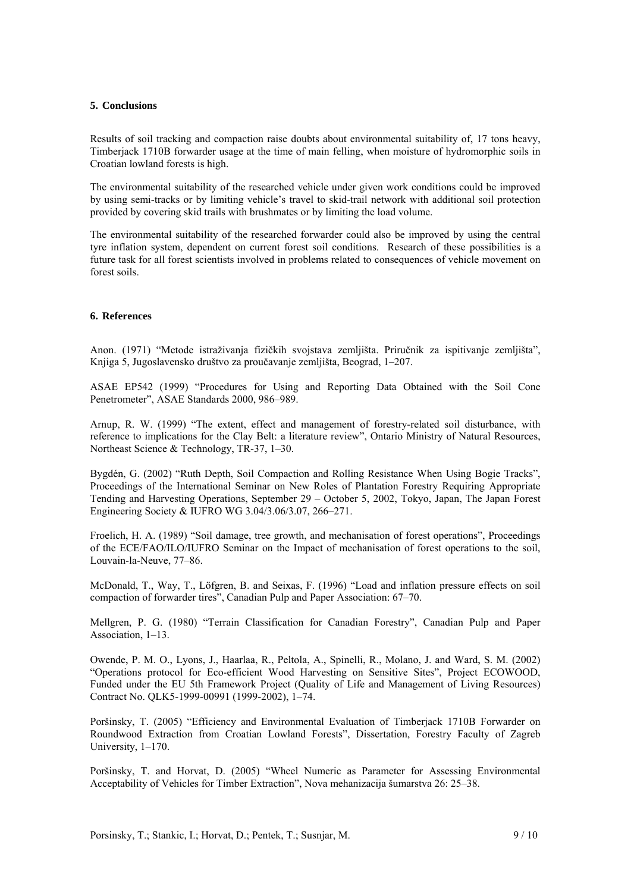## 5. Conclusions

Results of soil tracking and compaction raise doubts about environmental suitability of, 17 tons heavy, Timberjack 1710B forwarder usage at the time of main felling, when moisture of hydromorphic soils in Croatian lowland forests is high.

The environmental suitability of the researched vehicle under given work conditions could be improved by using semi-tracks or by limiting vehicle's travel to skid-trail network with additional soil protection provided by covering skid trails with brushmates or by limiting the load volume.

The environmental suitability of the researched forwarder could also be improved by using the central tyre inflation system, dependent on current forest soil conditions. Research of these possibilities is a future task for all forest scientists involved in problems related to consequences of vehicle movement on forest soils.

## 6. References

Anon. (1971) "Metode istraživanja fizičkih svojstava zemljišta. Priručnik za ispitivanje zemljišta", Knjiga 5, Jugoslavensko društvo za proučavanje zemljišta, Beograd, 1–207.

ASAE EP542 (1999) "Procedures for Using and Reporting Data Obtained with the Soil Cone Penetrometer", ASAE Standards 2000, 986–989.

Arnup, R. W. (1999) "The extent, effect and management of forestry-related soil disturbance, with reference to implications for the Clay Belt: a literature review", Ontario Ministry of Natural Resources, Northeast Science & Technology, TR-37, 1–30.

Bygdén, G. (2002) "Ruth Depth, Soil Compaction and Rolling Resistance When Using Bogie Tracks", Proceedings of the International Seminar on New Roles of Plantation Forestry Requiring Appropriate Tending and Harvesting Operations, September 29 – October 5, 2002, Tokyo, Japan, The Japan Forest Engineering Society & IUFRO WG 3.04/3.06/3.07, 266–271.

Froelich, H. A. (1989) "Soil damage, tree growth, and mechanisation of forest operations", Proceedings of the ECE/FAO/ILO/IUFRO Seminar on the Impact of mechanisation of forest operations to the soil, Louvain-la-Neuve, 77–86.

McDonald, T., Way, T., Löfgren, B. and Seixas, F. (1996) "Load and inflation pressure effects on soil compaction of forwarder tires", Canadian Pulp and Paper Association: 67–70.

Mellgren, P. G. (1980) "Terrain Classification for Canadian Forestry", Canadian Pulp and Paper Association, 1–13.

Owende, P. M. O., Lyons, J., Haarlaa, R., Peltola, A., Spinelli, R., Molano, J. and Ward, S. M. (2002) "Operations protocol for Eco-efficient Wood Harvesting on Sensitive Sites", Project ECOWOOD, Funded under the EU 5th Framework Project (Quality of Life and Management of Living Resources) Contract No. QLK5-1999-00991 (1999-2002), 1–74.

Poršinsky, T. (2005) "Efficiency and Environmental Evaluation of Timberjack 1710B Forwarder on Roundwood Extraction from Croatian Lowland Forests", Dissertation, Forestry Faculty of Zagreb University, 1–170.

Poršinsky, T. and Horvat, D. (2005) "Wheel Numeric as Parameter for Assessing Environmental Acceptability of Vehicles for Timber Extraction", Nova mehanizacija šumarstva 26: 25–38.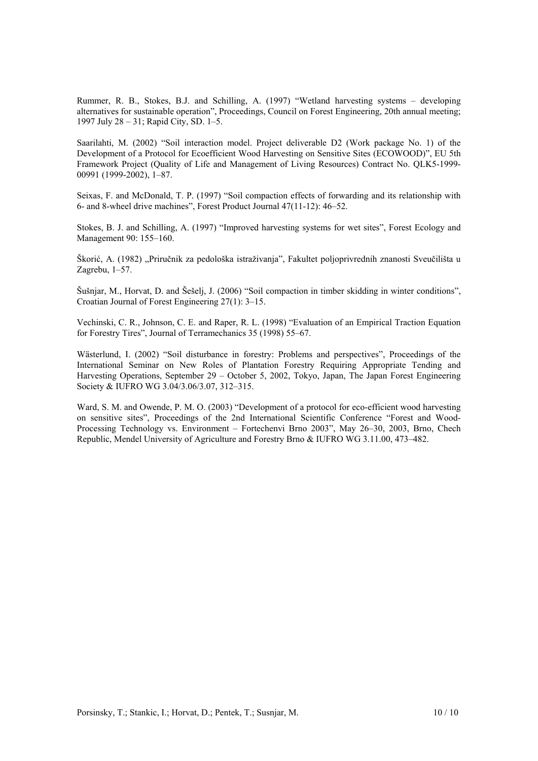Rummer, R. B., Stokes, B.J. and Schilling, A. (1997) “Wetland harvesting systems – developing alternatives for sustainable operation”, Proceedings, Council on Forest Engineering, 20th annual meeting; 1997 July 28 – 31; Rapid City, SD. 1–5.

Saarilahti, M. (2002) “Soil interaction model. Project deliverable D2 (Work package No. 1) of the Development of a Protocol for Ecoefficient Wood Harvesting on Sensitive Sites (ECOWOOD)”, EU 5th Framework Project (Quality of Life and Management of Living Resources) Contract No. QLK5-1999-00991 (1999-2002), 1–87.

Seixas, F. and McDonald, T. P. (1997) “Soil compaction effects of forwarding and its relationship with 6- and 8-wheel drive machines”, Forest Product Journal 47(11-12): 46–52.

Stokes, B. J. and Schilling, A. (1997) “Improved harvesting systems for wet sites”, Forest Ecology and Management 90: 155–160.

Škorić, A. (1982) „Priručnik za pedološka istraživanja”, Fakultet poljoprivrednih znanosti Sveučilišta u Zagrebu, 1–57.

Šušnjar, M., Horvat, D. and Šešelj, J. (2006) “Soil compaction in timber skidding in winter conditions”, Croatian Journal of Forest Engineering 27(1): 3–15.

Vechinski, C. R., Johnson, C. E. and Raper, R. L. (1998) “Evaluation of an Empirical Traction Equation for Forestry Tires”, Journal of Terramechanics 35 (1998) 55–67.

Wästerlund, I. (2002) “Soil disturbance in forestry: Problems and perspectives”, Proceedings of the International Seminar on New Roles of Plantation Forestry Requiring Appropriate Tending and Harvesting Operations, September 29 – October 5, 2002, Tokyo, Japan, The Japan Forest Engineering Society & IUFRO WG 3.04/3.06/3.07, 312–315.

Ward, S. M. and Owende, P. M. O. (2003) “Development of a protocol for eco-efficient wood harvesting on sensitive sites”, Proceedings of the 2nd International Scientific Conference “Forest and Wood-Processing Technology vs. Environment – Fortechenvi Brno 2003”, May 26–30, 2003, Brno, Chech Republic, Mendel University of Agriculture and Forestry Brno & IUFRO WG 3.11.00, 473–482.